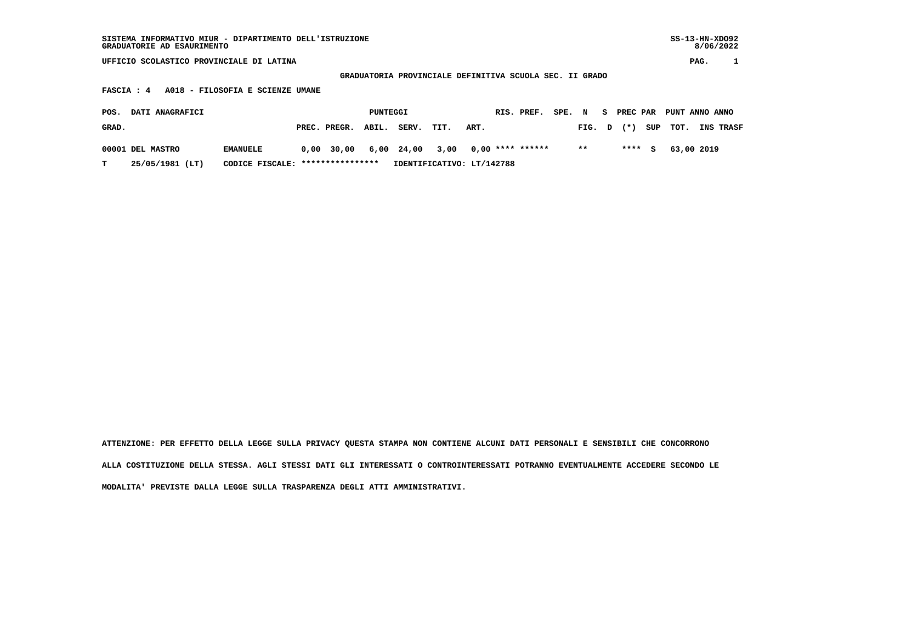SISTEMA INFORMATIVO MIUR - DIPARTIMENTO DELL'ISTRUZIONE
GRADUATORIE AD ESAURIMENTO

SS-13-HN-XDO92
8/06/2022

UFFICIO SCOLASTICO PROVINCIALE DI LATINA

**GRADUATORIA PROVINCIALE DEFINITIVA SCUOLA SEC. II GRADO**

**FASCIA : 4 A018 - FILOSOFIA E SCIENZE UMANE**

| POS. GRAD. | DATI ANAGRAFICI | | PUNTEGGI PREC. | PREGR. | ABIL. | SERV. | TIT. | ART. | RIS. | PREF. | SPE. | N FIG. | S D | PREC PAR (*) | SUP | PUNT TOT. | ANNO INS | ANNO TRASF |
|---|---|---|---|---|---|---|---|---|---|---|---|---|---|---|---|---|---|---|
| 00001 | DEL MASTRO | EMANUELE | 0,00 | 30,00 | 6,00 | 24,00 | 3,00 | 0,00 | **** | ****** | | ** | | **** | S | 63,00 | 2019 | |
| T | 25/05/1981 (LT) | CODICE FISCALE: **************** | IDENTIFICATIVO: LT/142788 | | | | | | | | | | | | | | | |

ATTENZIONE: PER EFFETTO DELLA LEGGE SULLA PRIVACY QUESTA STAMPA NON CONTIENE ALCUNI DATI PERSONALI E SENSIBILI CHE CONCORRONO ALLA COSTITUZIONE DELLA STESSA. AGLI STESSI DATI GLI INTERESSATI O CONTROINTERESSATI POTRANNO EVENTUALMENTE ACCEDERE SECONDO LE MODALITA' PREVISTE DALLA LEGGE SULLA TRASPARENZA DEGLI ATTI AMMINISTRATIVI.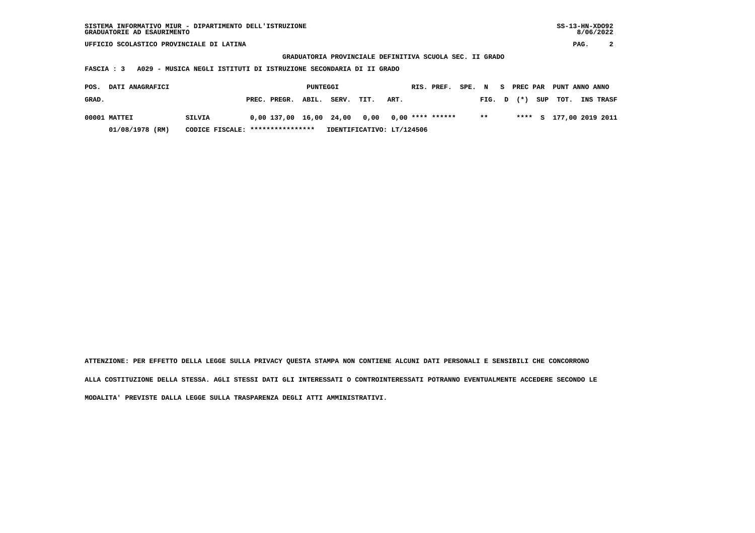SISTEMA INFORMATIVO MIUR - DIPARTIMENTO DELL'ISTRUZIONE
GRADUATORIE AD ESAURIMENTO

SS-13-HN-XDO92
8/06/2022

UFFICIO SCOLASTICO PROVINCIALE DI LATINA

**GRADUATORIA PROVINCIALE DEFINITIVA SCUOLA SEC. II GRADO**

**FASCIA : 3   A029 - MUSICA NEGLI ISTITUTI DI ISTRUZIONE SECONDARIA DI II GRADO**

| POS. GRAD. | DATI ANAGRAFICI | | PUNTEGGI PREC. | PREGR. | ABIL. | SERV. | TIT. | ART. | RIS. | PREF. | SPE. | N FIG. | S D | PREC (*) | PAR SUP | PUNT TOT. | ANNO INS | ANNO TRASF |
|---|---|---|---|---|---|---|---|---|---|---|---|---|---|---|---|---|---|---|
| 00001 | MATTEI | SILVIA | 0,00 | 137,00 | 16,00 | 24,00 | 0,00 | 0,00 | **** | ****** | | ** | | **** | S | 177,00 | 2019 | 2011 |
| | 01/08/1978 (RM) | CODICE FISCALE: **************** | IDENTIFICATIVO: LT/124506 | | | | | | | | | | | | | | | |

ATTENZIONE: PER EFFETTO DELLA LEGGE SULLA PRIVACY QUESTA STAMPA NON CONTIENE ALCUNI DATI PERSONALI E SENSIBILI CHE CONCORRONO ALLA COSTITUZIONE DELLA STESSA. AGLI STESSI DATI GLI INTERESSATI O CONTROINTERESSATI POTRANNO EVENTUALMENTE ACCEDERE SECONDO LE MODALITA' PREVISTE DALLA LEGGE SULLA TRASPARENZA DEGLI ATTI AMMINISTRATIVI.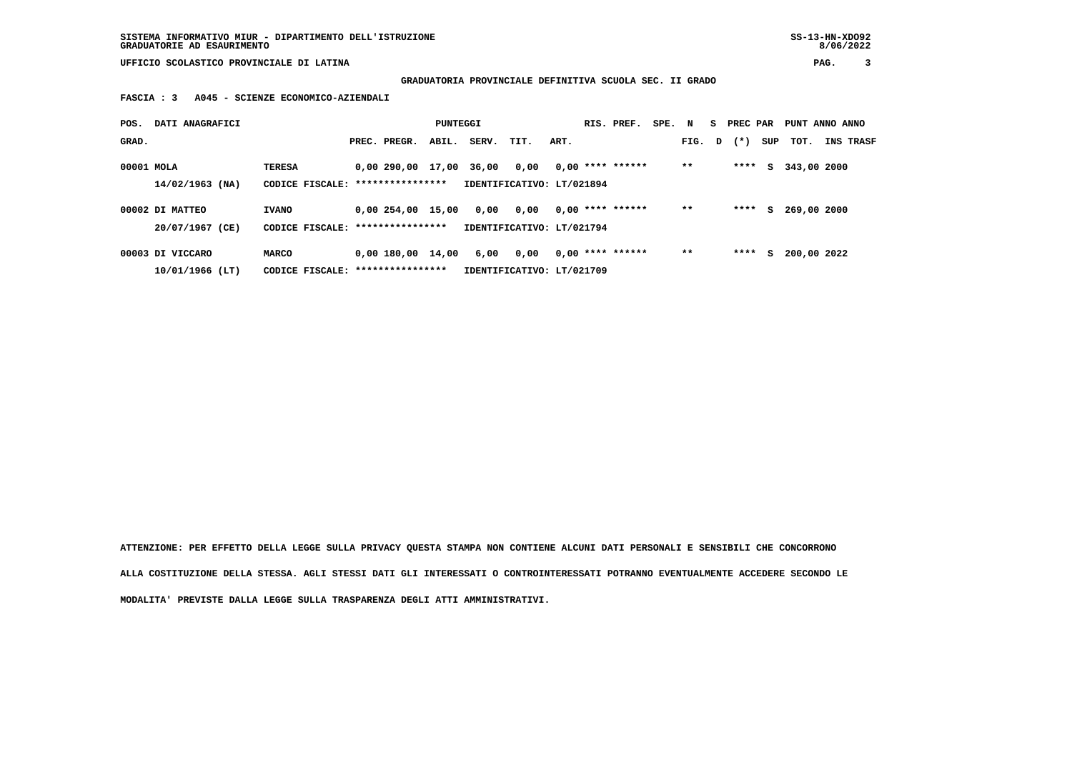SISTEMA INFORMATIVO MIUR - DIPARTIMENTO DELL'ISTRUZIONE
GRADUATORIE AD ESAURIMENTO

UFFICIO SCOLASTICO PROVINCIALE DI LATINA

**GRADUATORIA PROVINCIALE DEFINITIVA SCUOLA SEC. II GRADO**

**FASCIA : 3 A045 - SCIENZE ECONOMICO-AZIENDALI**

| POS. GRAD. | DATI ANAGRAFICI | | PREC. | PREGR. | ABIL. | SERV. | TIT. | ART. | RIS. | PREF. | SPE. | N FIG. | S D | PREC PAR (*) | SUP | PUNT TOT. | ANNO INS | ANNO TRASF |
|---|---|---|---|---|---|---|---|---|---|---|---|---|---|---|---|---|---|---|
| 00001 | MOLA | TERESA | 0,00 | 290,00 | 17,00 | 36,00 | 0,00 | 0,00 | **** | ****** | | ** | | **** | S | 343,00 | 2000 | |
| | 14/02/1963 (NA) | CODICE FISCALE: **************** | IDENTIFICATIVO: LT/021894 | | | | | | | | | | | | | | | |
| 00002 | DI MATTEO | IVANO | 0,00 | 254,00 | 15,00 | 0,00 | 0,00 | 0,00 | **** | ****** | | ** | | **** | S | 269,00 | 2000 | |
| | 20/07/1967 (CE) | CODICE FISCALE: **************** | IDENTIFICATIVO: LT/021794 | | | | | | | | | | | | | | | |
| 00003 | DI VICCARO | MARCO | 0,00 | 180,00 | 14,00 | 6,00 | 0,00 | 0,00 | **** | ****** | | ** | | **** | S | 200,00 | 2022 | |
| | 10/01/1966 (LT) | CODICE FISCALE: **************** | IDENTIFICATIVO: LT/021709 | | | | | | | | | | | | | | | |

ATTENZIONE: PER EFFETTO DELLA LEGGE SULLA PRIVACY QUESTA STAMPA NON CONTIENE ALCUNI DATI PERSONALI E SENSIBILI CHE CONCORRONO ALLA COSTITUZIONE DELLA STESSA. AGLI STESSI DATI GLI INTERESSATI O CONTROINTERESSATI POTRANNO EVENTUALMENTE ACCEDERE SECONDO LE MODALITA' PREVISTE DALLA LEGGE SULLA TRASPARENZA DEGLI ATTI AMMINISTRATIVI.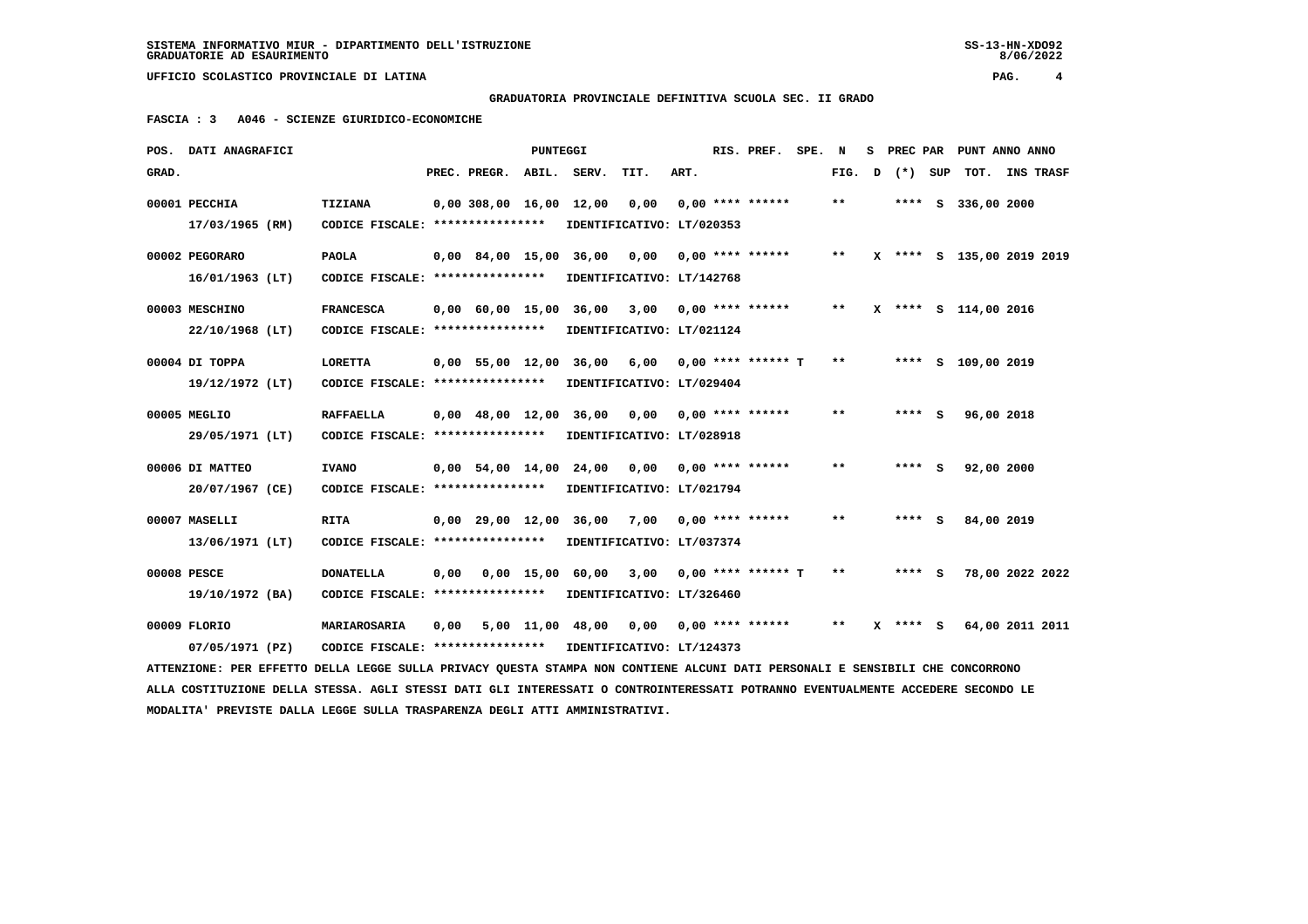SISTEMA INFORMATIVO MIUR - DIPARTIMENTO DELL'ISTRUZIONE
GRADUATORIE AD ESAURIMENTO

UFFICIO SCOLASTICO PROVINCIALE DI LATINA

**GRADUATORIA PROVINCIALE DEFINITIVA SCUOLA SEC. II GRADO**

**FASCIA : 3 A046 - SCIENZE GIURIDICO-ECONOMICHE**

| POS. GRAD. | DATI ANAGRAFICI | | PREC. | PREGR. | ABIL. | SERV. | TIT. | ART. | RIS. PREF. | SPE. N FIG. | S D | PREC PAR (*) | SUP | PUNT TOT. | ANNO INS | ANNO TRASF |
|---|---|---|---|---|---|---|---|---|---|---|---|---|---|---|---|---|
| 00001 | PECCHIA 17/03/1965 (RM) | TIZIANA CODICE FISCALE: **************** IDENTIFICATIVO: LT/020353 | 0,00 | 308,00 | 16,00 | 12,00 | 0,00 | 0,00 | **** ****** | ** | | **** | S | 336,00 | 2000 | |
| 00002 | PEGORARO 16/01/1963 (LT) | PAOLA CODICE FISCALE: **************** IDENTIFICATIVO: LT/142768 | 0,00 | 84,00 | 15,00 | 36,00 | 0,00 | 0,00 | **** ****** | ** | X | **** | S | 135,00 | 2019 | 2019 |
| 00003 | MESCHINO 22/10/1968 (LT) | FRANCESCA CODICE FISCALE: **************** IDENTIFICATIVO: LT/021124 | 0,00 | 60,00 | 15,00 | 36,00 | 3,00 | 0,00 | **** ****** | ** | X | **** | S | 114,00 | 2016 | |
| 00004 | DI TOPPA 19/12/1972 (LT) | LORETTA CODICE FISCALE: **************** IDENTIFICATIVO: LT/029404 | 0,00 | 55,00 | 12,00 | 36,00 | 6,00 | 0,00 | **** ****** T | ** | | **** | S | 109,00 | 2019 | |
| 00005 | MEGLIO 29/05/1971 (LT) | RAFFAELLA CODICE FISCALE: **************** IDENTIFICATIVO: LT/028918 | 0,00 | 48,00 | 12,00 | 36,00 | 0,00 | 0,00 | **** ****** | ** | | **** | S | 96,00 | 2018 | |
| 00006 | DI MATTEO 20/07/1967 (CE) | IVANO CODICE FISCALE: **************** IDENTIFICATIVO: LT/021794 | 0,00 | 54,00 | 14,00 | 24,00 | 0,00 | 0,00 | **** ****** | ** | | **** | S | 92,00 | 2000 | |
| 00007 | MASELLI 13/06/1971 (LT) | RITA CODICE FISCALE: **************** IDENTIFICATIVO: LT/037374 | 0,00 | 29,00 | 12,00 | 36,00 | 7,00 | 0,00 | **** ****** | ** | | **** | S | 84,00 | 2019 | |
| 00008 | PESCE 19/10/1972 (BA) | DONATELLA CODICE FISCALE: **************** IDENTIFICATIVO: LT/326460 | 0,00 | 0,00 | 15,00 | 60,00 | 3,00 | 0,00 | **** ****** T | ** | | **** | S | 78,00 | 2022 | 2022 |
| 00009 | FLORIO 07/05/1971 (PZ) | MARIAROSARIA CODICE FISCALE: **************** IDENTIFICATIVO: LT/124373 | 0,00 | 5,00 | 11,00 | 48,00 | 0,00 | 0,00 | **** ****** | ** | X | **** | S | 64,00 | 2011 | 2011 |

ATTENZIONE: PER EFFETTO DELLA LEGGE SULLA PRIVACY QUESTA STAMPA NON CONTIENE ALCUNI DATI PERSONALI E SENSIBILI CHE CONCORRONO ALLA COSTITUZIONE DELLA STESSA. AGLI STESSI DATI GLI INTERESSATI O CONTROINTERESSATI POTRANNO EVENTUALMENTE ACCEDERE SECONDO LE MODALITA' PREVISTE DALLA LEGGE SULLA TRASPARENZA DEGLI ATTI AMMINISTRATIVI.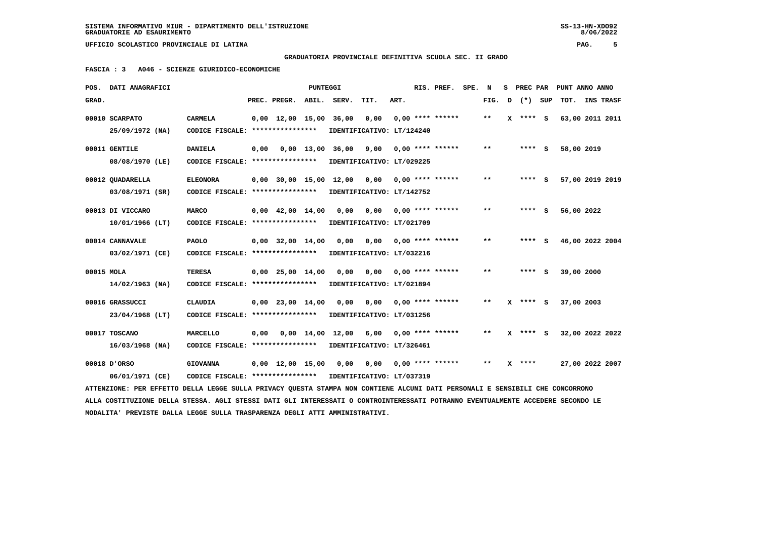SISTEMA INFORMATIVO MIUR - DIPARTIMENTO DELL'ISTRUZIONE
GRADUATORIE AD ESAURIMENTO

UFFICIO SCOLASTICO PROVINCIALE DI LATINA

**GRADUATORIA PROVINCIALE DEFINITIVA SCUOLA SEC. II GRADO**

**FASCIA : 3 A046 - SCIENZE GIURIDICO-ECONOMICHE**

| POS. GRAD. | DATI ANAGRAFICI | | PREC. | PREGR. | ABIL. | SERV. | TIT. | ART. | RIS. PREF. | SPE. | N FIG. | S D | PREC PAR (*) | SUP | PUNT TOT. | ANNO INS | TRASF |
|---|---|---|---|---|---|---|---|---|---|---|---|---|---|---|---|---|---|
| 00010 | SCARPATO 25/09/1972 (NA) | CARMELA CODICE FISCALE: **************** IDENTIFICATIVO: LT/124240 | 0,00 | 12,00 | 15,00 | 36,00 | 0,00 | 0,00 | **** ****** | | ** | X | **** | S | 63,00 | 2011 | 2011 |
| 00011 | GENTILE 08/08/1970 (LE) | DANIELA CODICE FISCALE: **************** IDENTIFICATIVO: LT/029225 | 0,00 | 0,00 | 13,00 | 36,00 | 9,00 | 0,00 | **** ****** | | ** | | **** | S | 58,00 | 2019 | |
| 00012 | QUADARELLA 03/08/1971 (SR) | ELEONORA CODICE FISCALE: **************** IDENTIFICATIVO: LT/142752 | 0,00 | 30,00 | 15,00 | 12,00 | 0,00 | 0,00 | **** ****** | | ** | | **** | S | 57,00 | 2019 | 2019 |
| 00013 | DI VICCARO 10/01/1966 (LT) | MARCO CODICE FISCALE: **************** IDENTIFICATIVO: LT/021709 | 0,00 | 42,00 | 14,00 | 0,00 | 0,00 | 0,00 | **** ****** | | ** | | **** | S | 56,00 | 2022 | |
| 00014 | CANNAVALE 03/02/1971 (CE) | PAOLO CODICE FISCALE: **************** IDENTIFICATIVO: LT/032216 | 0,00 | 32,00 | 14,00 | 0,00 | 0,00 | 0,00 | **** ****** | | ** | | **** | S | 46,00 | 2022 | 2004 |
| 00015 | MOLA 14/02/1963 (NA) | TERESA CODICE FISCALE: **************** IDENTIFICATIVO: LT/021894 | 0,00 | 25,00 | 14,00 | 0,00 | 0,00 | 0,00 | **** ****** | | ** | | **** | S | 39,00 | 2000 | |
| 00016 | GRASSUCCI 23/04/1968 (LT) | CLAUDIA CODICE FISCALE: **************** IDENTIFICATIVO: LT/031256 | 0,00 | 23,00 | 14,00 | 0,00 | 0,00 | 0,00 | **** ****** | | ** | X | **** | S | 37,00 | 2003 | |
| 00017 | TOSCANO 16/03/1968 (NA) | MARCELLO CODICE FISCALE: **************** IDENTIFICATIVO: LT/326461 | 0,00 | 0,00 | 14,00 | 12,00 | 6,00 | 0,00 | **** ****** | | ** | X | **** | S | 32,00 | 2022 | 2022 |
| 00018 | D'ORSO 06/01/1971 (CE) | GIOVANNA CODICE FISCALE: **************** IDENTIFICATIVO: LT/037319 | 0,00 | 12,00 | 15,00 | 0,00 | 0,00 | 0,00 | **** ****** | | ** | X | **** | | 27,00 | 2022 | 2007 |

ATTENZIONE: PER EFFETTO DELLA LEGGE SULLA PRIVACY QUESTA STAMPA NON CONTIENE ALCUNI DATI PERSONALI E SENSIBILI CHE CONCORRONO ALLA COSTITUZIONE DELLA STESSA. AGLI STESSI DATI GLI INTERESSATI O CONTROINTERESSATI POTRANNO EVENTUALMENTE ACCEDERE SECONDO LE MODALITA' PREVISTE DALLA LEGGE SULLA TRASPARENZA DEGLI ATTI AMMINISTRATIVI.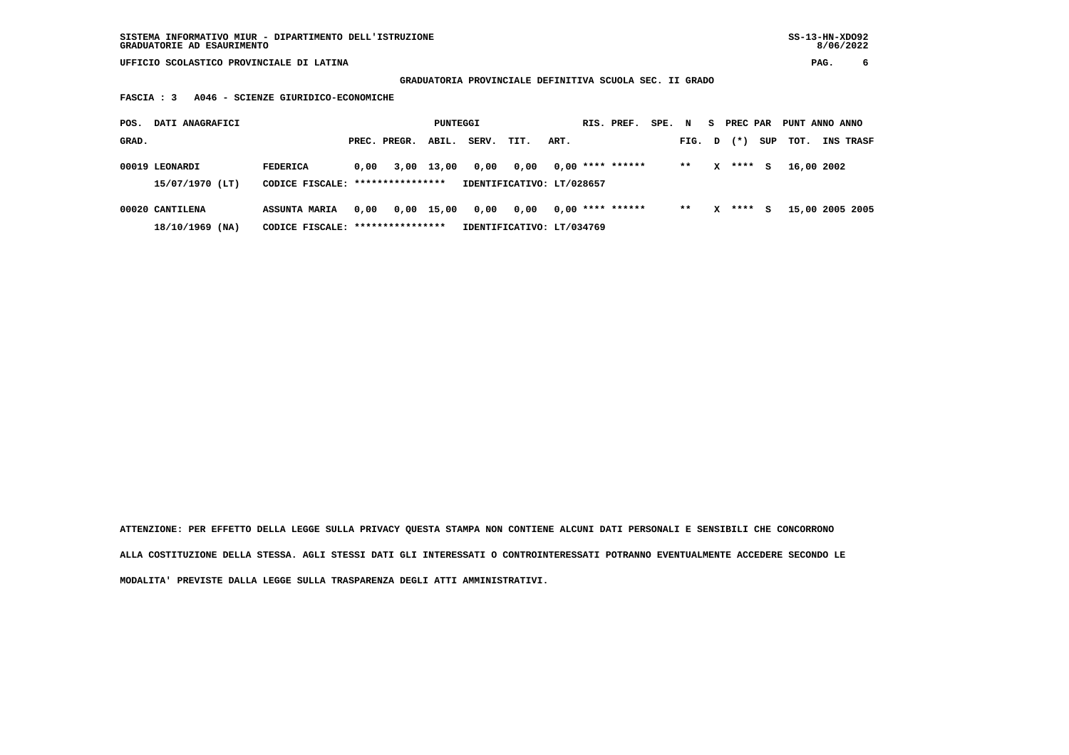SISTEMA INFORMATIVO MIUR - DIPARTIMENTO DELL'ISTRUZIONE
GRADUATORIE AD ESAURIMENTO

SS-13-HN-XDO92
8/06/2022

UFFICIO SCOLASTICO PROVINCIALE DI LATINA

**GRADUATORIA PROVINCIALE DEFINITIVA SCUOLA SEC. II GRADO**

**FASCIA : 3 A046 - SCIENZE GIURIDICO-ECONOMICHE**

| POS. GRAD. | DATI ANAGRAFICI | | PUNTEGGI PREC. | PREGR. | ABIL. | SERV. | TIT. | ART. | RIS. | PREF. | SPE. FIG. | N D | S (*) | PREC PAR SUP | PUNT TOT. | ANNO INS | ANNO TRASF |
|---|---|---|---|---|---|---|---|---|---|---|---|---|---|---|---|---|---|
| 00019 | LEONARDI | FEDERICA | 0,00 | 3,00 | 13,00 | 0,00 | 0,00 | 0,00 | **** | ****** | ** | X | **** | S | 16,00 | 2002 | |
| | 15/07/1970 (LT) | CODICE FISCALE: **************** | | | | IDENTIFICATIVO: LT/028657 | | | | | | | | | | | |
| 00020 | CANTILENA | ASSUNTA MARIA | 0,00 | 0,00 | 15,00 | 0,00 | 0,00 | 0,00 | **** | ****** | ** | X | **** | S | 15,00 | 2005 | 2005 |
| | 18/10/1969 (NA) | CODICE FISCALE: **************** | | | | IDENTIFICATIVO: LT/034769 | | | | | | | | | | | |

ATTENZIONE: PER EFFETTO DELLA LEGGE SULLA PRIVACY QUESTA STAMPA NON CONTIENE ALCUNI DATI PERSONALI E SENSIBILI CHE CONCORRONO ALLA COSTITUZIONE DELLA STESSA. AGLI STESSI DATI GLI INTERESSATI O CONTROINTERESSATI POTRANNO EVENTUALMENTE ACCEDERE SECONDO LE MODALITA' PREVISTE DALLA LEGGE SULLA TRASPARENZA DEGLI ATTI AMMINISTRATIVI.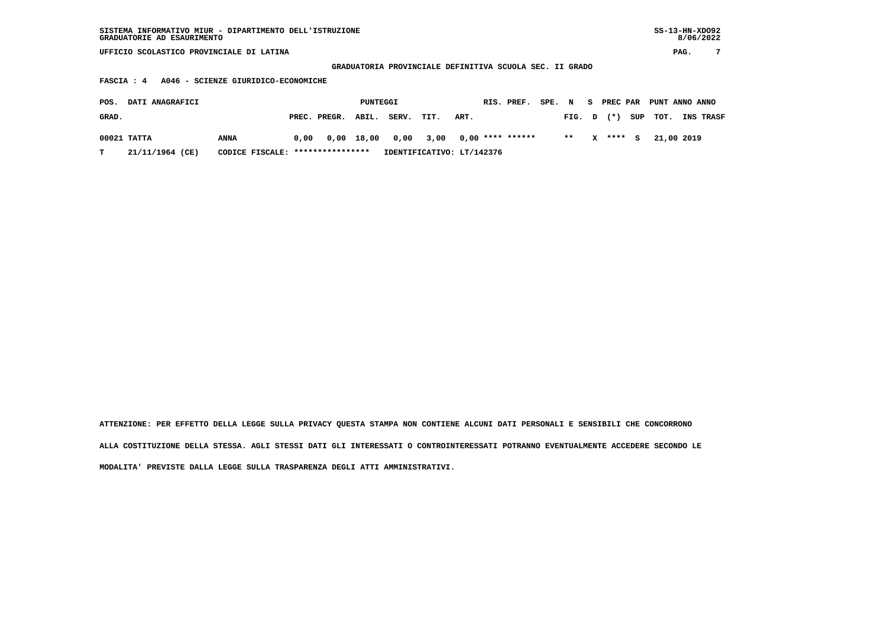SISTEMA INFORMATIVO MIUR - DIPARTIMENTO DELL'ISTRUZIONE
GRADUATORIE AD ESAURIMENTO

UFFICIO SCOLASTICO PROVINCIALE DI LATINA

GRADUATORIA PROVINCIALE DEFINITIVA SCUOLA SEC. II GRADO

FASCIA : 4 A046 - SCIENZE GIURIDICO-ECONOMICHE

| POS. GRAD. | DATI ANAGRAFICI | | PUNTEGGI PREC. | PREGR. | ABIL. | SERV. | TIT. | ART. | RIS. | PREF. | SPE. FIG. | N D | S (*) | PREC PAR SUP | PUNT TOT. | ANNO INS | ANNO TRASF |
|---|---|---|---|---|---|---|---|---|---|---|---|---|---|---|---|---|---|
| 00021 | TATTA | ANNA | 0,00 | 0,00 | 18,00 | 0,00 | 3,00 | 0,00 | **** | ****** | ** | X | **** | S | 21,00 | 2019 | |
| T | 21/11/1964 (CE) | CODICE FISCALE: **************** | IDENTIFICATIVO: LT/142376 | | | | | | | | | | | | | | |

ATTENZIONE: PER EFFETTO DELLA LEGGE SULLA PRIVACY QUESTA STAMPA NON CONTIENE ALCUNI DATI PERSONALI E SENSIBILI CHE CONCORRONO ALLA COSTITUZIONE DELLA STESSA. AGLI STESSI DATI GLI INTERESSATI O CONTROINTERESSATI POTRANNO EVENTUALMENTE ACCEDERE SECONDO LE MODALITA' PREVISTE DALLA LEGGE SULLA TRASPARENZA DEGLI ATTI AMMINISTRATIVI.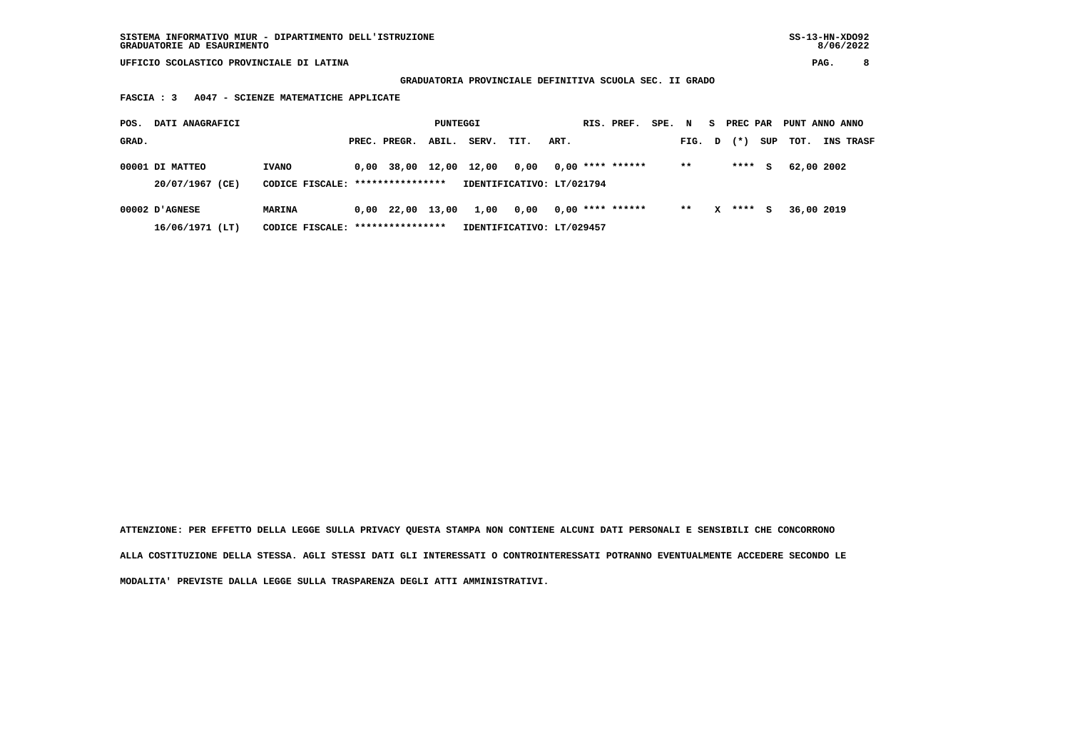SISTEMA INFORMATIVO MIUR - DIPARTIMENTO DELL'ISTRUZIONE
GRADUATORIE AD ESAURIMENTO

SS-13-HN-XDO92
8/06/2022

UFFICIO SCOLASTICO PROVINCIALE DI LATINA

**GRADUATORIA PROVINCIALE DEFINITIVA SCUOLA SEC. II GRADO**

**FASCIA : 3 A047 - SCIENZE MATEMATICHE APPLICATE**

| POS. GRAD. | DATI ANAGRAFICI | | PUNTEGGI PREC. | PREGR. | ABIL. | SERV. | TIT. | ART. | RIS. | PREF. | SPE. FIG. | N D | S (*) | PREC PAR SUP | PUNT TOT. | ANNO INS | ANNO TRASF |
|---|---|---|---|---|---|---|---|---|---|---|---|---|---|---|---|---|---|
| 00001 | DI MATTEO | IVANO | 0,00 | 38,00 | 12,00 | 12,00 | 0,00 | 0,00 | **** | ****** | ** | | **** | S | 62,00 | 2002 | |
| | 20/07/1967 (CE) | CODICE FISCALE: **************** | IDENTIFICATIVO: LT/021794 | | | | | | | | | | | | | | |
| 00002 | D'AGNESE | MARINA | 0,00 | 22,00 | 13,00 | 1,00 | 0,00 | 0,00 | **** | ****** | ** | X | **** | S | 36,00 | 2019 | |
| | 16/06/1971 (LT) | CODICE FISCALE: **************** | IDENTIFICATIVO: LT/029457 | | | | | | | | | | | | | | |

**ATTENZIONE: PER EFFETTO DELLA LEGGE SULLA PRIVACY QUESTA STAMPA NON CONTIENE ALCUNI DATI PERSONALI E SENSIBILI CHE CONCORRONO ALLA COSTITUZIONE DELLA STESSA. AGLI STESSI DATI GLI INTERESSATI O CONTROINTERESSATI POTRANNO EVENTUALMENTE ACCEDERE SECONDO LE MODALITA' PREVISTE DALLA LEGGE SULLA TRASPARENZA DEGLI ATTI AMMINISTRATIVI.**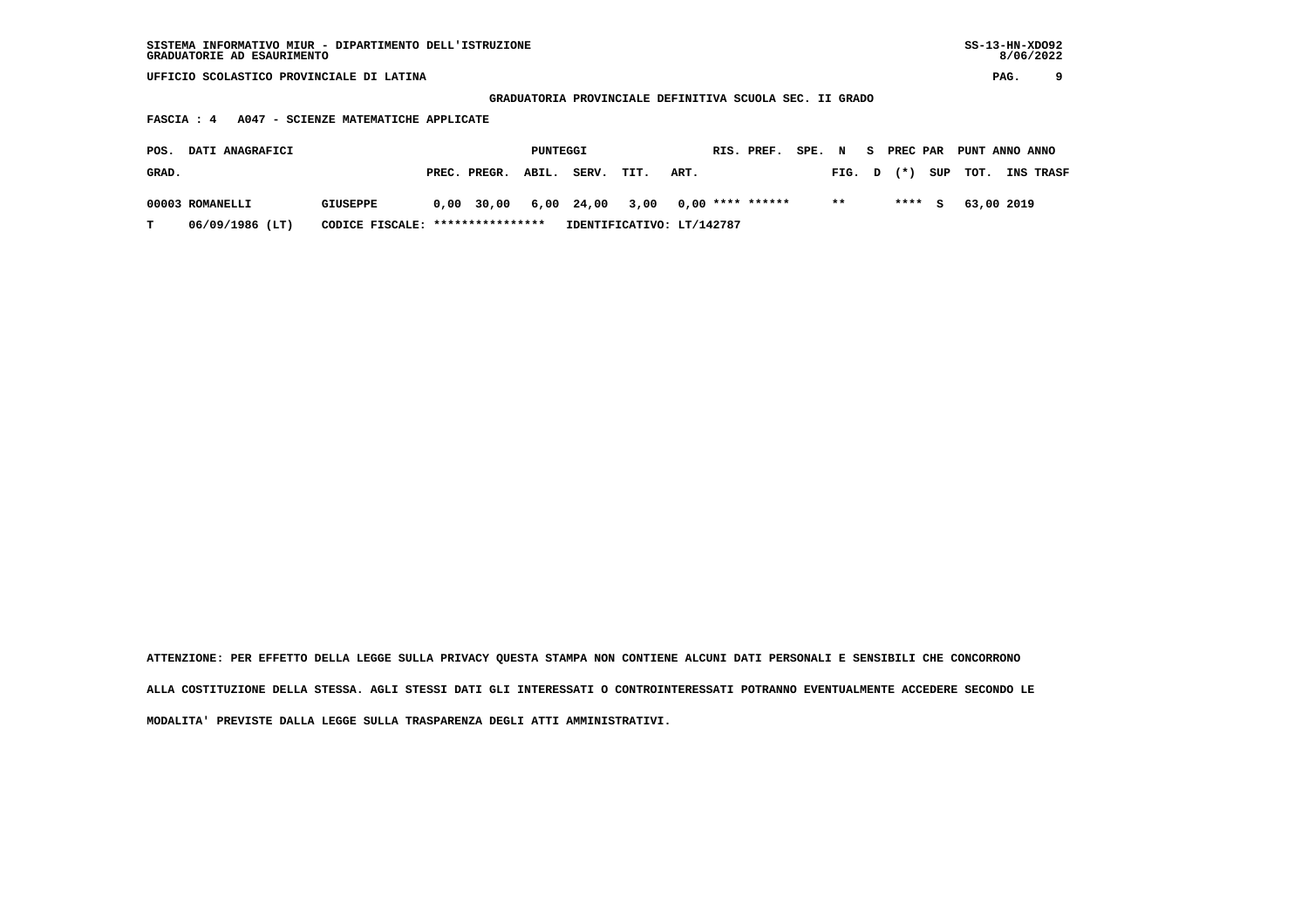GRADUATORIA PROVINCIALE DEFINITIVA SCUOLA SEC. II GRADO

**FASCIA : 4 A047 - SCIENZE MATEMATICHE APPLICATE**

| POS. GRAD. | DATI ANAGRAFICI | | PUNTEGGI PREC. | PREGR. | ABIL. | SERV. | TIT. | ART. | RIS. | PREF. | SPE. FIG. | N D | S (*) | PREC PAR SUP | PUNT TOT. | ANNO INS | ANNO TRASF |
|---|---|---|---|---|---|---|---|---|---|---|---|---|---|---|---|---|---|
| 00003 | ROMANELLI | GIUSEPPE | 0,00 | 30,00 | 6,00 | 24,00 | 3,00 | 0,00 | **** | ****** | ** | | **** | S | 63,00 | 2019 | |
| T | 06/09/1986 (LT) | CODICE FISCALE: **************** | | IDENTIFICATIVO: LT/142787 | | | | | | | | | | | | | |

ATTENZIONE: PER EFFETTO DELLA LEGGE SULLA PRIVACY QUESTA STAMPA NON CONTIENE ALCUNI DATI PERSONALI E SENSIBILI CHE CONCORRONO ALLA COSTITUZIONE DELLA STESSA. AGLI STESSI DATI GLI INTERESSATI O CONTROINTERESSATI POTRANNO EVENTUALMENTE ACCEDERE SECONDO LE MODALITA' PREVISTE DALLA LEGGE SULLA TRASPARENZA DEGLI ATTI AMMINISTRATIVI.